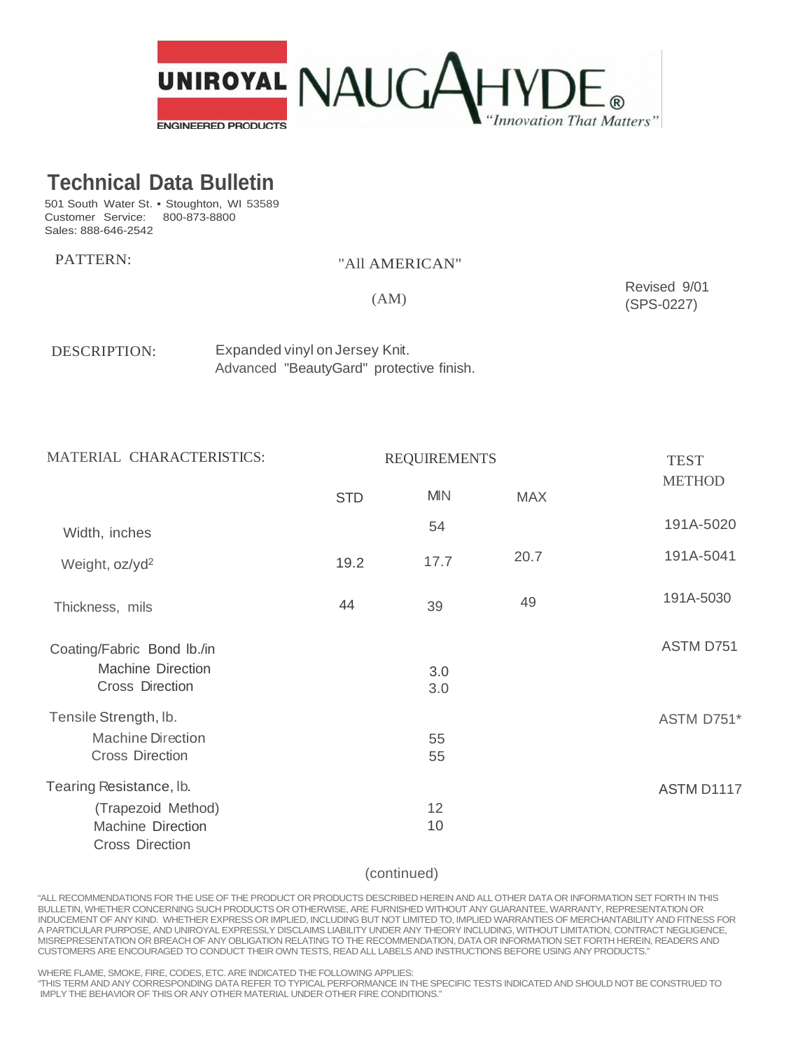UNIROYAL ENGINEERED PRODUCTS NAUGAHYDE® "Innovation That Matters"

# Technical Data Bulletin

501 South Water St. • Stoughton, WI 53589
Customer Service: 800-873-8800
Sales: 888-646-2542

PATTERN: "All AMERICAN"

(AM)

Revised 9/01
(SPS-0227)

DESCRIPTION: Expanded vinyl on Jersey Knit.
Advanced "BeautyGard" protective finish.

| MATERIAL CHARACTERISTICS: | REQUIREMENTS | | | TEST METHOD |
|---|---|---|---|---|
| | STD | MIN | MAX | |
| Width, inches | | 54 | | 191A-5020 |
| Weight, oz/yd$^2$ | 19.2 | 17.7 | 20.7 | 191A-5041 |
| Thickness, mils | 44 | 39 | 49 | 191A-5030 |
| Coating/Fabric Bond lb./in | | | | ASTM D751 |
| Machine Direction | | 3.0 | | |
| Cross Direction | | 3.0 | | |
| Tensile Strength, lb. | | | | ASTM D751* |
| Machine Direction | | 55 | | |
| Cross Direction | | 55 | | |
| Tearing Resistance, lb. | | | | ASTM D1117 |
| (Trapezoid Method) | | | | |
| Machine Direction | | 12 | | |
| Cross Direction | | 10 | | |

(continued)

"ALL RECOMMENDATIONS FOR THE USE OF THE PRODUCT OR PRODUCTS DESCRIBED HEREIN AND ALL OTHER DATA OR INFORMATION SET FORTH IN THIS BULLETIN, WHETHER CONCERNING SUCH PRODUCTS OR OTHERWISE, ARE FURNISHED WITHOUT ANY GUARANTEE, WARRANTY, REPRESENTATION OR INDUCEMENT OF ANY KIND. WHETHER EXPRESS OR IMPLIED, INCLUDING BUT NOT LIMITED TO, IMPLIED WARRANTIES OF MERCHANTABILITY AND FITNESS FOR A PARTICULAR PURPOSE, AND UNIROYAL EXPRESSLY DISCLAIMS LIABILITY UNDER ANY THEORY INCLUDING, WITHOUT LIMITATION, CONTRACT NEGLIGENCE, MISREPRESENTATION OR BREACH OF ANY OBLIGATION RELATING TO THE RECOMMENDATION, DATA OR INFORMATION SET FORTH HEREIN, READERS AND CUSTOMERS ARE ENCOURAGED TO CONDUCT THEIR OWN TESTS, READ ALL LABELS AND INSTRUCTIONS BEFORE USING ANY PRODUCTS."

WHERE FLAME, SMOKE, FIRE, CODES, ETC. ARE INDICATED THE FOLLOWING APPLIES:
"THIS TERM AND ANY CORRESPONDING DATA REFER TO TYPICAL PERFORMANCE IN THE SPECIFIC TESTS INDICATED AND SHOULD NOT BE CONSTRUED TO IMPLY THE BEHAVIOR OF THIS OR ANY OTHER MATERIAL UNDER OTHER FIRE CONDITIONS."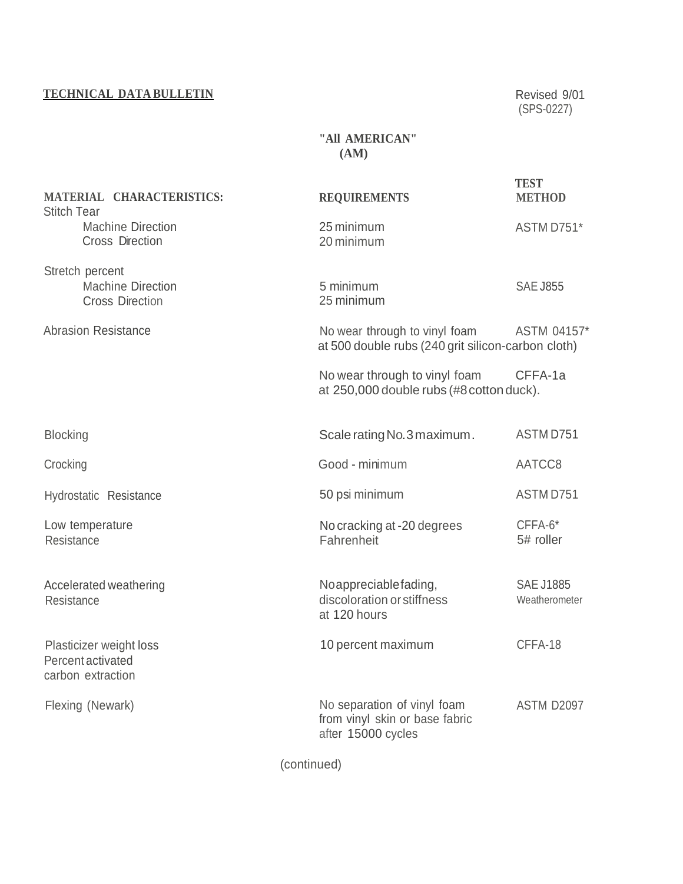**TECHNICAL DATA BULLETIN**

Revised 9/01
(SPS-0227)

**"All AMERICAN"**
**(AM)**

| **MATERIAL CHARACTERISTICS:** | **REQUIREMENTS** | **TEST METHOD** |
|---|---|---|
| Stitch Tear | | |
| Machine Direction | 25 minimum | ASTM D751* |
| Cross Direction | 20 minimum | |
| Stretch percent | | |
| Machine Direction | 5 minimum | SAE J855 |
| Cross Direction | 25 minimum | |
| Abrasion Resistance | No wear through to vinyl foam at 500 double rubs (240 grit silicon-carbon cloth) | ASTM 04157* |
| | No wear through to vinyl foam at 250,000 double rubs (#8 cotton duck). | CFFA-1a |
| Blocking | Scale rating No.3 maximum. | ASTM D751 |
| Crocking | Good - minimum | AATCC8 |
| Hydrostatic Resistance | 50 psi minimum | ASTM D751 |
| Low temperature Resistance | No cracking at -20 degrees Fahrenheit | CFFA-6* 5# roller |
| Accelerated weathering Resistance | No appreciable fading, discoloration or stiffness at 120 hours | SAE J1885 Weatherometer |
| Plasticizer weight loss Percent activated carbon extraction | 10 percent maximum | CFFA-18 |
| Flexing (Newark) | No separation of vinyl foam from vinyl skin or base fabric after 15000 cycles | ASTM D2097 |

(continued)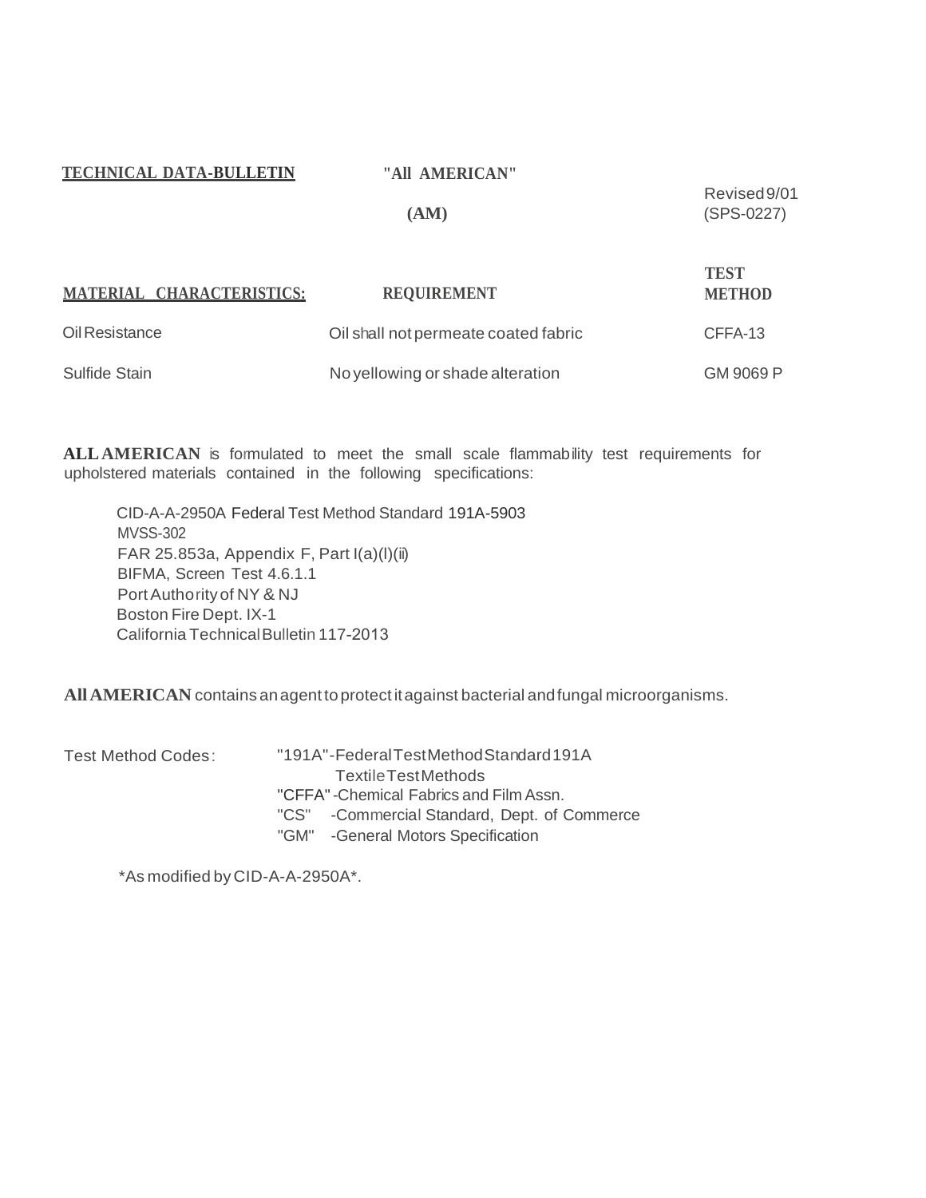**TECHNICAL DATA-BULLETIN** **"All AMERICAN"**

**(AM)**

Revised 9/01
(SPS-0227)

| MATERIAL CHARACTERISTICS: | REQUIREMENT | TEST METHOD |
|---|---|---|
| Oil Resistance | Oil shall not permeate coated fabric | CFFA-13 |
| Sulfide Stain | No yellowing or shade alteration | GM 9069 P |

**ALL AMERICAN** is formulated to meet the small scale flammability test requirements for upholstered materials contained in the following specifications:

CID-A-A-2950A Federal Test Method Standard 191A-5903
MVSS-302
FAR 25.853a, Appendix F, Part I(a)(l)(ii)
BIFMA, Screen Test 4.6.1.1
Port Authority of NY & NJ
Boston Fire Dept. IX-1
California Technical Bulletin 117-2013

**All AMERICAN** contains an agent to protect it against bacterial and fungal microorganisms.

Test Method Codes: "191A"-Federal Test Method Standard 191A Textile Test Methods
"CFFA" -Chemical Fabrics and Film Assn.
"CS" -Commercial Standard, Dept. of Commerce
"GM" -General Motors Specification

*As modified by CID-A-A-2950A*.